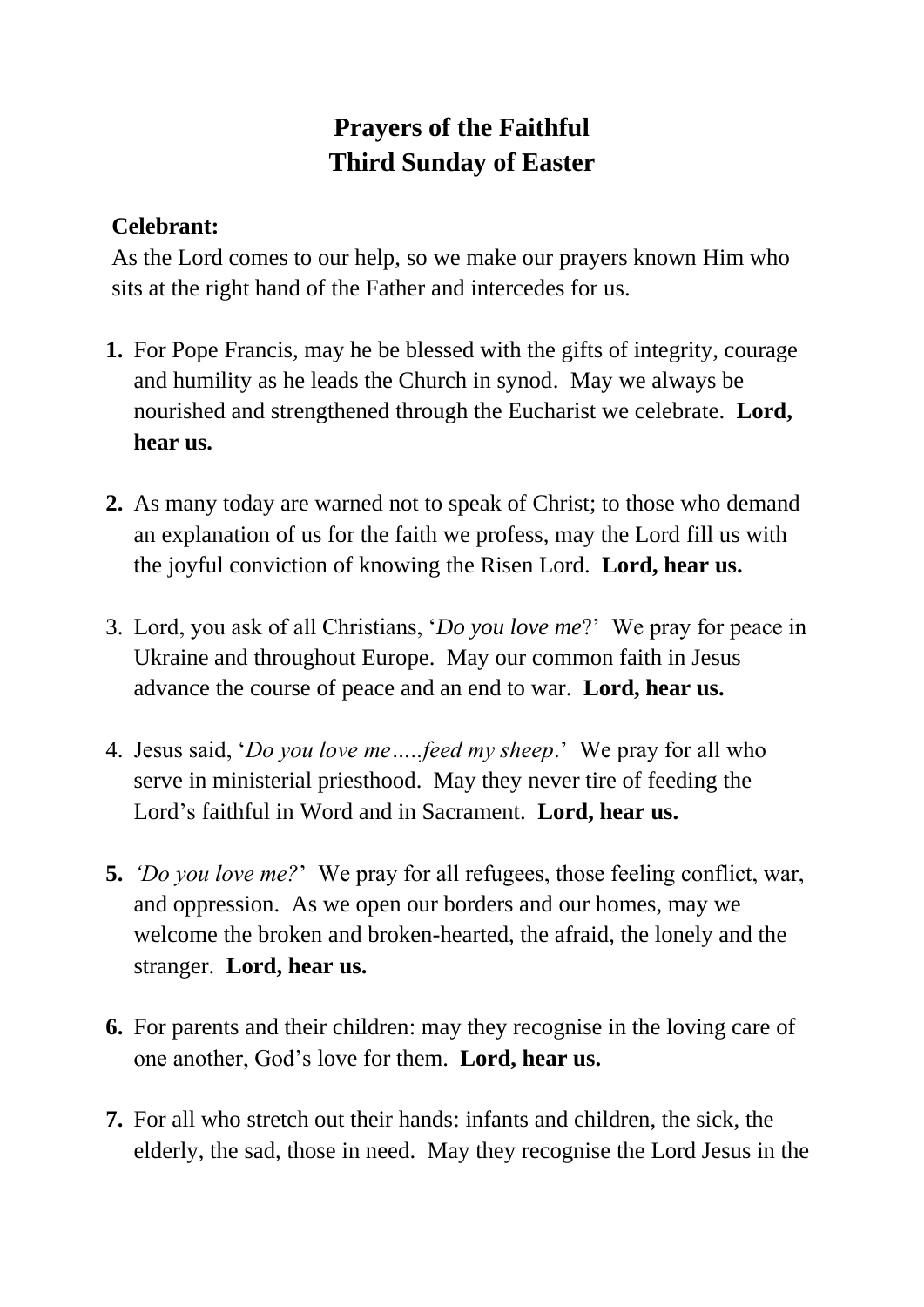# Prayers of the Faithful
# Third Sunday of Easter

**Celebrant:**
As the Lord comes to our help, so we make our prayers known Him who sits at the right hand of the Father and intercedes for us.

1. For Pope Francis, may he be blessed with the gifts of integrity, courage and humility as he leads the Church in synod. May we always be nourished and strengthened through the Eucharist we celebrate. **Lord, hear us.**

2. As many today are warned not to speak of Christ; to those who demand an explanation of us for the faith we profess, may the Lord fill us with the joyful conviction of knowing the Risen Lord. **Lord, hear us.**

3. Lord, you ask of all Christians, '*Do you love me*?' We pray for peace in Ukraine and throughout Europe. May our common faith in Jesus advance the course of peace and an end to war. **Lord, hear us.**

4. Jesus said, '*Do you love me…..feed my sheep*.' We pray for all who serve in ministerial priesthood. May they never tire of feeding the Lord's faithful in Word and in Sacrament. **Lord, hear us.**

5. *'Do you love me?'* We pray for all refugees, those feeling conflict, war, and oppression. As we open our borders and our homes, may we welcome the broken and broken-hearted, the afraid, the lonely and the stranger. **Lord, hear us.**

6. For parents and their children: may they recognise in the loving care of one another, God's love for them. **Lord, hear us.**

7. For all who stretch out their hands: infants and children, the sick, the elderly, the sad, those in need. May they recognise the Lord Jesus in the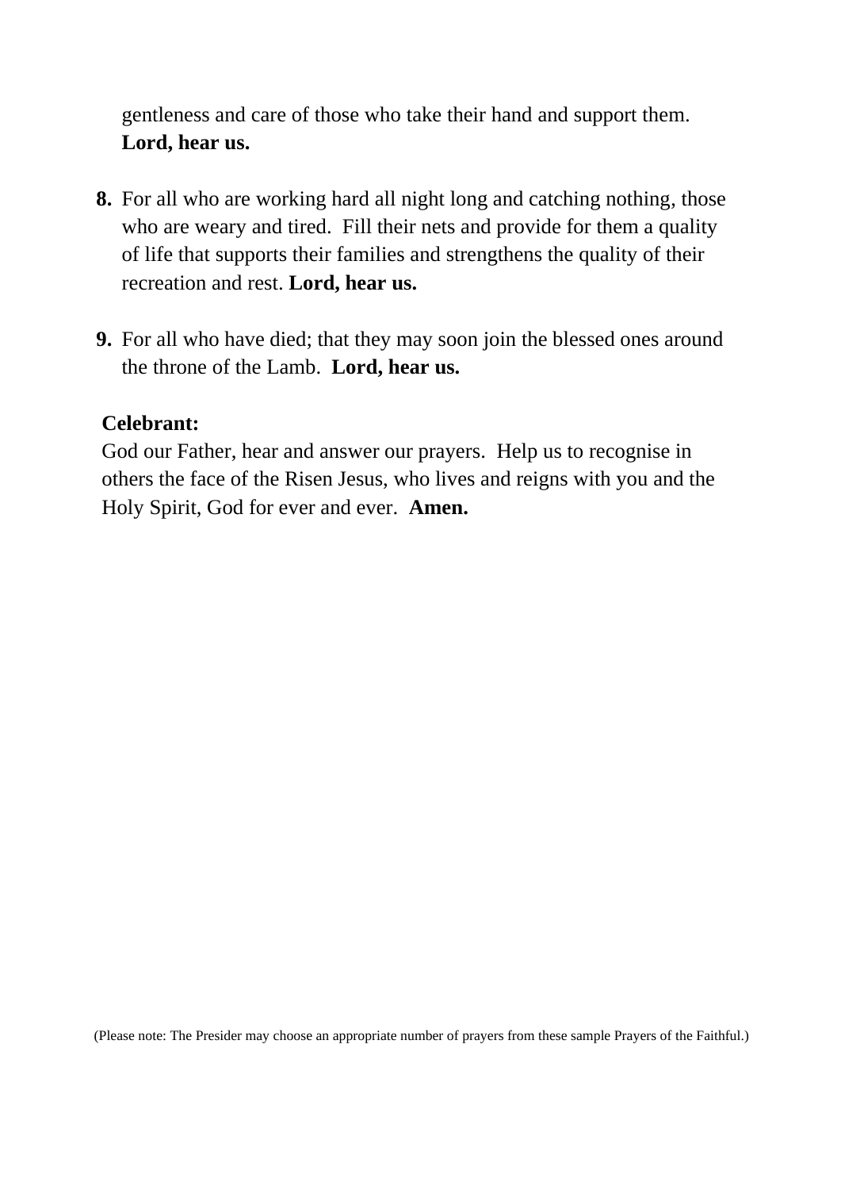gentleness and care of those who take their hand and support them. **Lord, hear us.**

8. For all who are working hard all night long and catching nothing, those who are weary and tired. Fill their nets and provide for them a quality of life that supports their families and strengthens the quality of their recreation and rest. **Lord, hear us.**

9. For all who have died; that they may soon join the blessed ones around the throne of the Lamb. **Lord, hear us.**

**Celebrant:**
God our Father, hear and answer our prayers. Help us to recognise in others the face of the Risen Jesus, who lives and reigns with you and the Holy Spirit, God for ever and ever. **Amen.**

(Please note: The Presider may choose an appropriate number of prayers from these sample Prayers of the Faithful.)